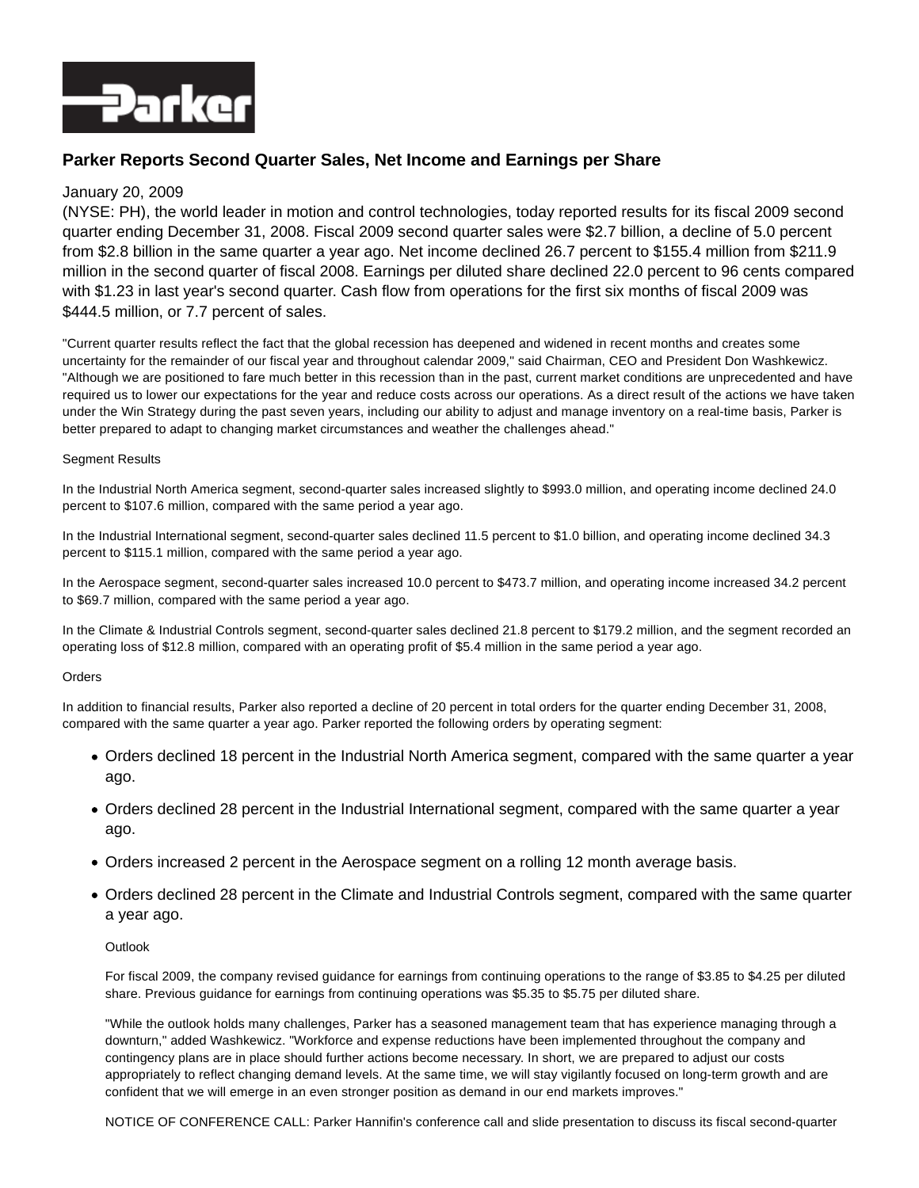# Parker Reports Second Quarter Sales, Net Income and Earnings per Share

January 20, 2009

(NYSE: PH), the world leader in motion and control technologies, today reported results for its fiscal 2009 second quarter ending December 31, 2008. Fiscal 2009 second quarter sales were $2.7 billion, a decline of 5.0 percent from $2.8 billion in the same quarter a year ago. Net income declined 26.7 percent to $155.4 million from $211.9 million in the second quarter of fiscal 2008. Earnings per diluted share declined 22.0 percent to 96 cents compared with $1.23 in last year's second quarter. Cash flow from operations for the first six months of fiscal 2009 was $444.5 million, or 7.7 percent of sales.

"Current quarter results reflect the fact that the global recession has deepened and widened in recent months and creates some uncertainty for the remainder of our fiscal year and throughout calendar 2009," said Chairman, CEO and President Don Washkewicz. "Although we are positioned to fare much better in this recession than in the past, current market conditions are unprecedented and have required us to lower our expectations for the year and reduce costs across our operations. As a direct result of the actions we have taken under the Win Strategy during the past seven years, including our ability to adjust and manage inventory on a real-time basis, Parker is better prepared to adapt to changing market circumstances and weather the challenges ahead."

Segment Results

In the Industrial North America segment, second-quarter sales increased slightly to $993.0 million, and operating income declined 24.0 percent to $107.6 million, compared with the same period a year ago.

In the Industrial International segment, second-quarter sales declined 11.5 percent to $1.0 billion, and operating income declined 34.3 percent to $115.1 million, compared with the same period a year ago.

In the Aerospace segment, second-quarter sales increased 10.0 percent to $473.7 million, and operating income increased 34.2 percent to $69.7 million, compared with the same period a year ago.

In the Climate & Industrial Controls segment, second-quarter sales declined 21.8 percent to $179.2 million, and the segment recorded an operating loss of $12.8 million, compared with an operating profit of $5.4 million in the same period a year ago.

Orders

In addition to financial results, Parker also reported a decline of 20 percent in total orders for the quarter ending December 31, 2008, compared with the same quarter a year ago. Parker reported the following orders by operating segment:

- Orders declined 18 percent in the Industrial North America segment, compared with the same quarter a year ago.
- Orders declined 28 percent in the Industrial International segment, compared with the same quarter a year ago.
- Orders increased 2 percent in the Aerospace segment on a rolling 12 month average basis.
- Orders declined 28 percent in the Climate and Industrial Controls segment, compared with the same quarter a year ago.

Outlook

For fiscal 2009, the company revised guidance for earnings from continuing operations to the range of $3.85 to $4.25 per diluted share. Previous guidance for earnings from continuing operations was $5.35 to $5.75 per diluted share.

"While the outlook holds many challenges, Parker has a seasoned management team that has experience managing through a downturn," added Washkewicz. "Workforce and expense reductions have been implemented throughout the company and contingency plans are in place should further actions become necessary. In short, we are prepared to adjust our costs appropriately to reflect changing demand levels. At the same time, we will stay vigilantly focused on long-term growth and are confident that we will emerge in an even stronger position as demand in our end markets improves."

NOTICE OF CONFERENCE CALL: Parker Hannifin's conference call and slide presentation to discuss its fiscal second-quarter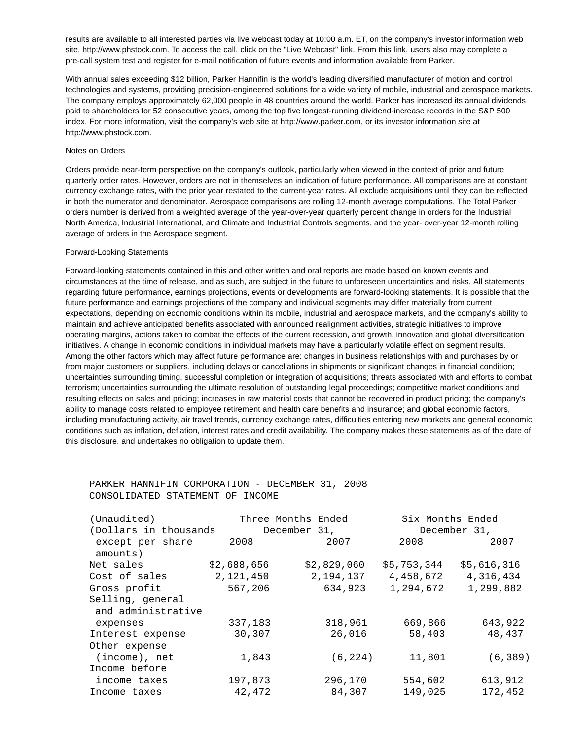results are available to all interested parties via live webcast today at 10:00 a.m. ET, on the company's investor information web site, http://www.phstock.com. To access the call, click on the "Live Webcast" link. From this link, users also may complete a pre-call system test and register for e-mail notification of future events and information available from Parker.

With annual sales exceeding $12 billion, Parker Hannifin is the world's leading diversified manufacturer of motion and control technologies and systems, providing precision-engineered solutions for a wide variety of mobile, industrial and aerospace markets. The company employs approximately 62,000 people in 48 countries around the world. Parker has increased its annual dividends paid to shareholders for 52 consecutive years, among the top five longest-running dividend-increase records in the S&P 500 index. For more information, visit the company's web site at http://www.parker.com, or its investor information site at http://www.phstock.com.

Notes on Orders

Orders provide near-term perspective on the company's outlook, particularly when viewed in the context of prior and future quarterly order rates. However, orders are not in themselves an indication of future performance. All comparisons are at constant currency exchange rates, with the prior year restated to the current-year rates. All exclude acquisitions until they can be reflected in both the numerator and denominator. Aerospace comparisons are rolling 12-month average computations. The Total Parker orders number is derived from a weighted average of the year-over-year quarterly percent change in orders for the Industrial North America, Industrial International, and Climate and Industrial Controls segments, and the year- over-year 12-month rolling average of orders in the Aerospace segment.

Forward-Looking Statements

Forward-looking statements contained in this and other written and oral reports are made based on known events and circumstances at the time of release, and as such, are subject in the future to unforeseen uncertainties and risks. All statements regarding future performance, earnings projections, events or developments are forward-looking statements. It is possible that the future performance and earnings projections of the company and individual segments may differ materially from current expectations, depending on economic conditions within its mobile, industrial and aerospace markets, and the company's ability to maintain and achieve anticipated benefits associated with announced realignment activities, strategic initiatives to improve operating margins, actions taken to combat the effects of the current recession, and growth, innovation and global diversification initiatives. A change in economic conditions in individual markets may have a particularly volatile effect on segment results. Among the other factors which may affect future performance are: changes in business relationships with and purchases by or from major customers or suppliers, including delays or cancellations in shipments or significant changes in financial condition; uncertainties surrounding timing, successful completion or integration of acquisitions; threats associated with and efforts to combat terrorism; uncertainties surrounding the ultimate resolution of outstanding legal proceedings; competitive market conditions and resulting effects on sales and pricing; increases in raw material costs that cannot be recovered in product pricing; the company's ability to manage costs related to employee retirement and health care benefits and insurance; and global economic factors, including manufacturing activity, air travel trends, currency exchange rates, difficulties entering new markets and general economic conditions such as inflation, deflation, interest rates and credit availability. The company makes these statements as of the date of this disclosure, and undertakes no obligation to update them.

PARKER HANNIFIN CORPORATION - DECEMBER 31, 2008
CONSOLIDATED STATEMENT OF INCOME

| (Unaudited) (Dollars in thousands except per share amounts) | Three Months Ended December 31, | | Six Months Ended December 31, | |
|---|---|---|---|---|
| | 2008 | 2007 | 2008 | 2007 |
| Net sales | $2,688,656 | $2,829,060 | $5,753,344 | $5,616,316 |
| Cost of sales | 2,121,450 | 2,194,137 | 4,458,672 | 4,316,434 |
| Gross profit | 567,206 | 634,923 | 1,294,672 | 1,299,882 |
| Selling, general and administrative expenses | 337,183 | 318,961 | 669,866 | 643,922 |
| Interest expense | 30,307 | 26,016 | 58,403 | 48,437 |
| Other expense (income), net | 1,843 | (6,224) | 11,801 | (6,389) |
| Income before income taxes | 197,873 | 296,170 | 554,602 | 613,912 |
| Income taxes | 42,472 | 84,307 | 149,025 | 172,452 |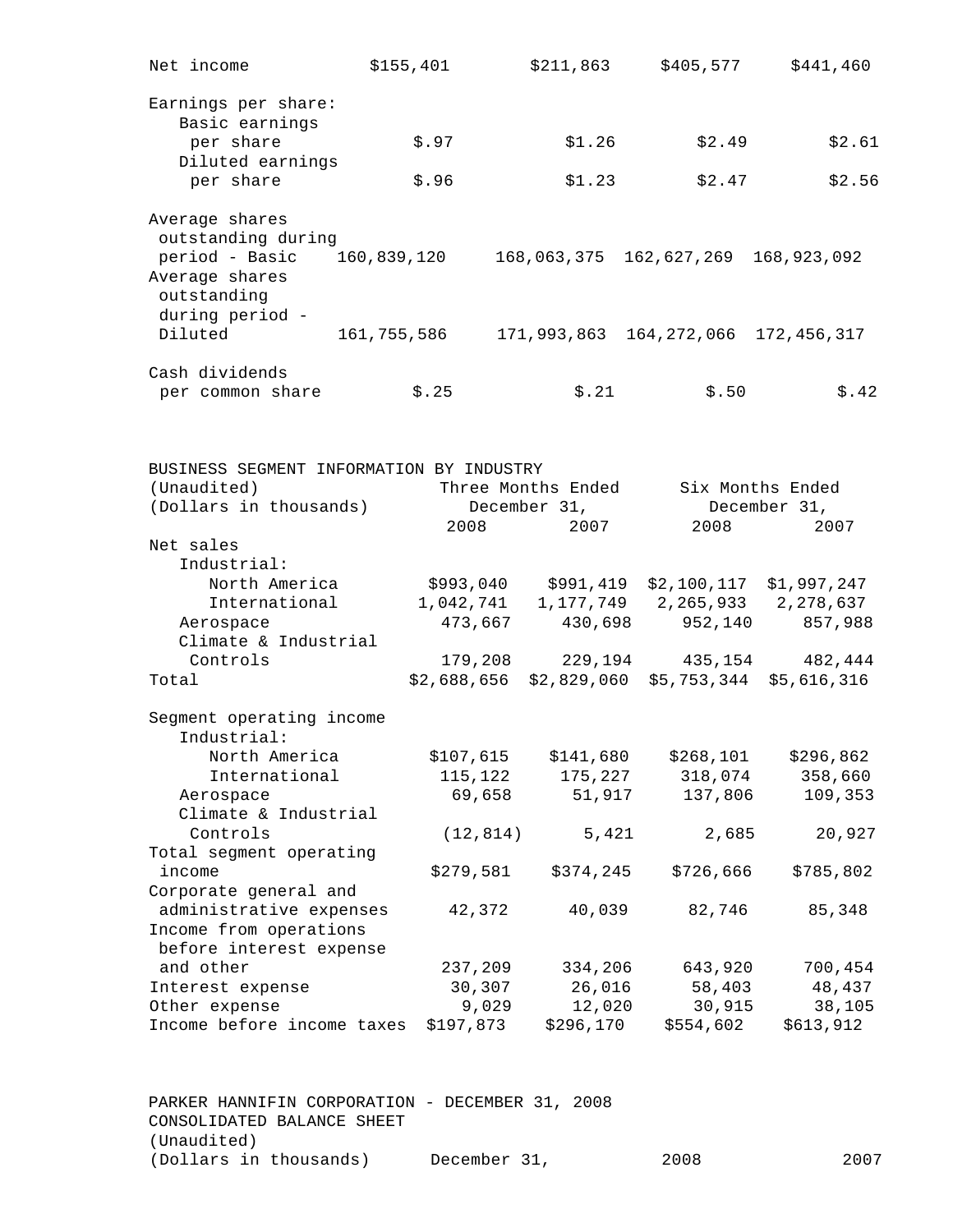| | | | | |
|---|---|---|---|---|
| Net income | $155,401 | $211,863 | $405,577 | $441,460 |
| Earnings per share: | | | | |
| Basic earnings per share | $.97 | $1.26 | $2.49 | $2.61 |
| Diluted earnings per share | $.96 | $1.23 | $2.47 | $2.56 |
| Average shares outstanding during period - Basic | 160,839,120 | 168,063,375 | 162,627,269 | 168,923,092 |
| Average shares outstanding during period - Diluted | 161,755,586 | 171,993,863 | 164,272,066 | 172,456,317 |
| Cash dividends per common share | $.25 | $.21 | $.50 | $.42 |

BUSINESS SEGMENT INFORMATION BY INDUSTRY
(Unaudited)
(Dollars in thousands)

| | Three Months Ended December 31, | | Six Months Ended December 31, | |
|---|---|---|---|---|
| | 2008 | 2007 | 2008 | 2007 |
| Net sales | | | | |
| Industrial: | | | | |
| North America | $993,040 | $991,419 | $2,100,117 | $1,997,247 |
| International | 1,042,741 | 1,177,749 | 2,265,933 | 2,278,637 |
| Aerospace | 473,667 | 430,698 | 952,140 | 857,988 |
| Climate & Industrial Controls | 179,208 | 229,194 | 435,154 | 482,444 |
| Total | $2,688,656 | $2,829,060 | $5,753,344 | $5,616,316 |
| Segment operating income | | | | |
| Industrial: | | | | |
| North America | $107,615 | $141,680 | $268,101 | $296,862 |
| International | 115,122 | 175,227 | 318,074 | 358,660 |
| Aerospace | 69,658 | 51,917 | 137,806 | 109,353 |
| Climate & Industrial Controls | (12,814) | 5,421 | 2,685 | 20,927 |
| Total segment operating income | $279,581 | $374,245 | $726,666 | $785,802 |
| Corporate general and administrative expenses | 42,372 | 40,039 | 82,746 | 85,348 |
| Income from operations before interest expense and other | 237,209 | 334,206 | 643,920 | 700,454 |
| Interest expense | 30,307 | 26,016 | 58,403 | 48,437 |
| Other expense | 9,029 | 12,020 | 30,915 | 38,105 |
| Income before income taxes | $197,873 | $296,170 | $554,602 | $613,912 |

PARKER HANNIFIN CORPORATION - DECEMBER 31, 2008
CONSOLIDATED BALANCE SHEET
(Unaudited)

| (Dollars in thousands) | December 31, | 2008 | 2007 |
|---|---|---|---|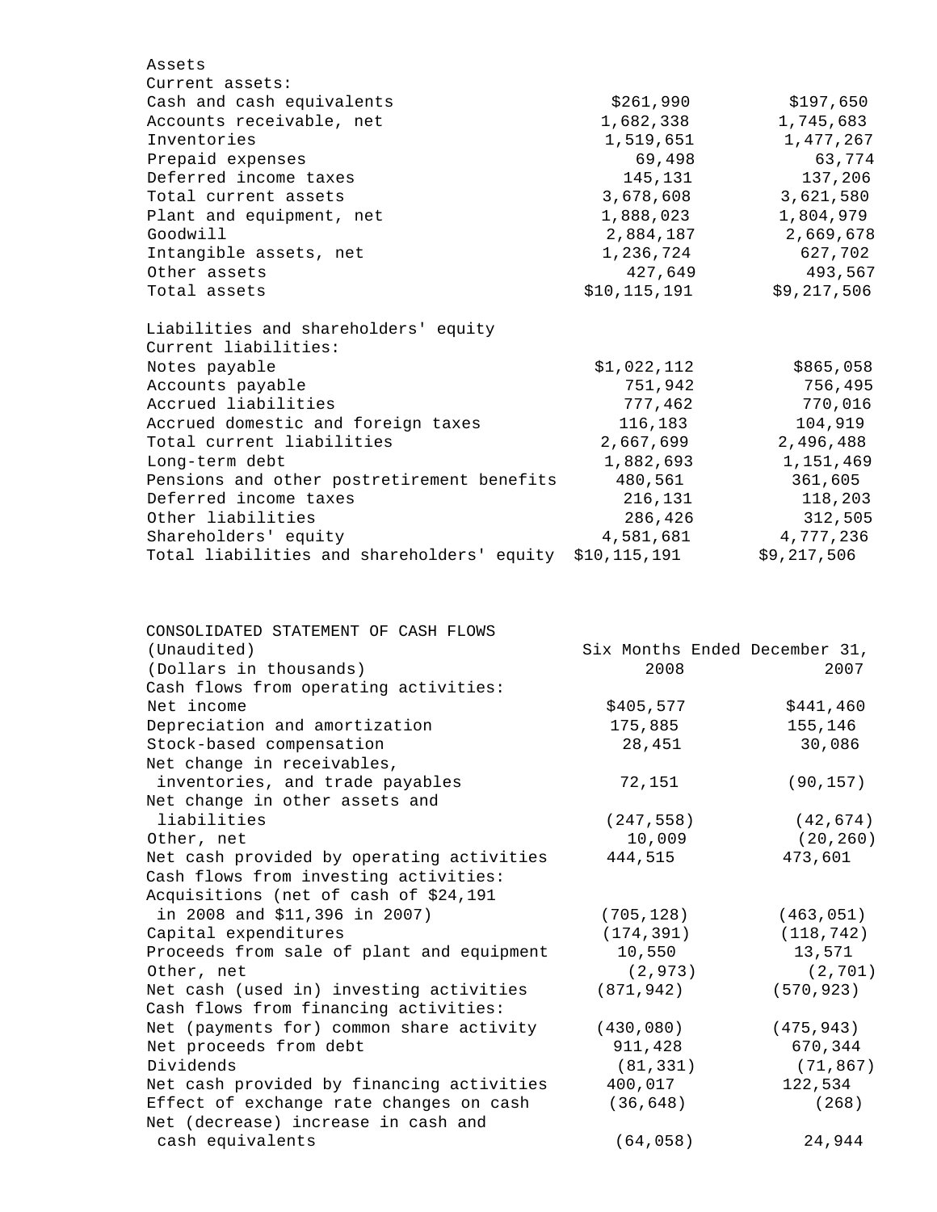| | | |
|---|---|---|
| Assets | | |
| Current assets: | | |
| Cash and cash equivalents | $261,990 | $197,650 |
| Accounts receivable, net | 1,682,338 | 1,745,683 |
| Inventories | 1,519,651 | 1,477,267 |
| Prepaid expenses | 69,498 | 63,774 |
| Deferred income taxes | 145,131 | 137,206 |
| Total current assets | 3,678,608 | 3,621,580 |
| Plant and equipment, net | 1,888,023 | 1,804,979 |
| Goodwill | 2,884,187 | 2,669,678 |
| Intangible assets, net | 1,236,724 | 627,702 |
| Other assets | 427,649 | 493,567 |
| Total assets | $10,115,191 | $9,217,506 |
| | | |
| Liabilities and shareholders' equity | | |
| Current liabilities: | | |
| Notes payable | $1,022,112 | $865,058 |
| Accounts payable | 751,942 | 756,495 |
| Accrued liabilities | 777,462 | 770,016 |
| Accrued domestic and foreign taxes | 116,183 | 104,919 |
| Total current liabilities | 2,667,699 | 2,496,488 |
| Long-term debt | 1,882,693 | 1,151,469 |
| Pensions and other postretirement benefits | 480,561 | 361,605 |
| Deferred income taxes | 216,131 | 118,203 |
| Other liabilities | 286,426 | 312,505 |
| Shareholders' equity | 4,581,681 | 4,777,236 |
| Total liabilities and shareholders' equity | $10,115,191 | $9,217,506 |

CONSOLIDATED STATEMENT OF CASH FLOWS

| (Unaudited) | Six Months Ended December 31, | |
|---|---|---|
| (Dollars in thousands) | 2008 | 2007 |
| Cash flows from operating activities: | | |
| Net income | $405,577 | $441,460 |
| Depreciation and amortization | 175,885 | 155,146 |
| Stock-based compensation | 28,451 | 30,086 |
| Net change in receivables, inventories, and trade payables | 72,151 | (90,157) |
| Net change in other assets and liabilities | (247,558) | (42,674) |
| Other, net | 10,009 | (20,260) |
| Net cash provided by operating activities | 444,515 | 473,601 |
| Cash flows from investing activities: | | |
| Acquisitions (net of cash of $24,191 in 2008 and $11,396 in 2007) | (705,128) | (463,051) |
| Capital expenditures | (174,391) | (118,742) |
| Proceeds from sale of plant and equipment | 10,550 | 13,571 |
| Other, net | (2,973) | (2,701) |
| Net cash (used in) investing activities | (871,942) | (570,923) |
| Cash flows from financing activities: | | |
| Net (payments for) common share activity | (430,080) | (475,943) |
| Net proceeds from debt | 911,428 | 670,344 |
| Dividends | (81,331) | (71,867) |
| Net cash provided by financing activities | 400,017 | 122,534 |
| Effect of exchange rate changes on cash | (36,648) | (268) |
| Net (decrease) increase in cash and cash equivalents | (64,058) | 24,944 |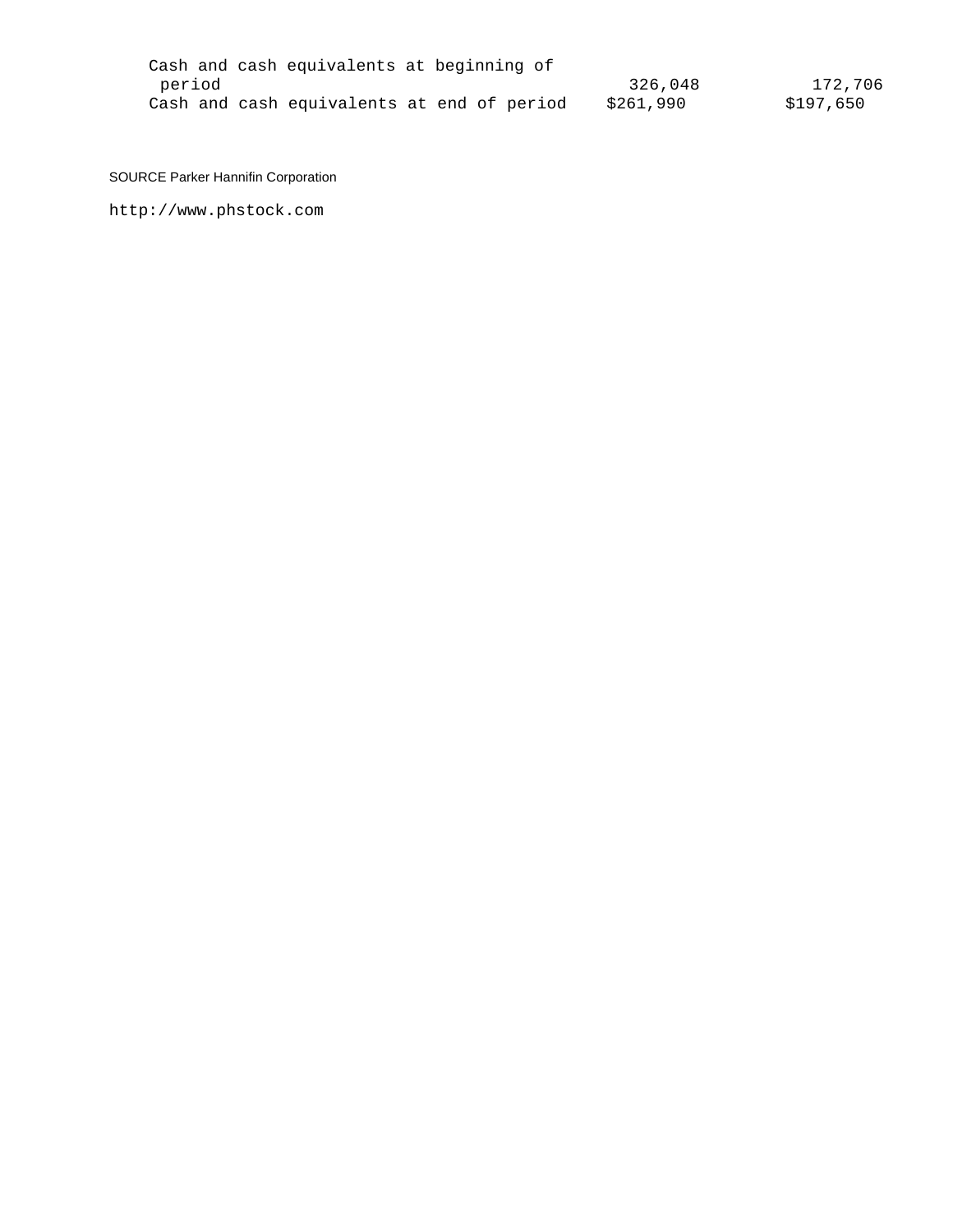| | | |
|---|---|---|
| Cash and cash equivalents at beginning of period | 326,048 | 172,706 |
| Cash and cash equivalents at end of period | $261,990 | $197,650 |

SOURCE Parker Hannifin Corporation

http://www.phstock.com